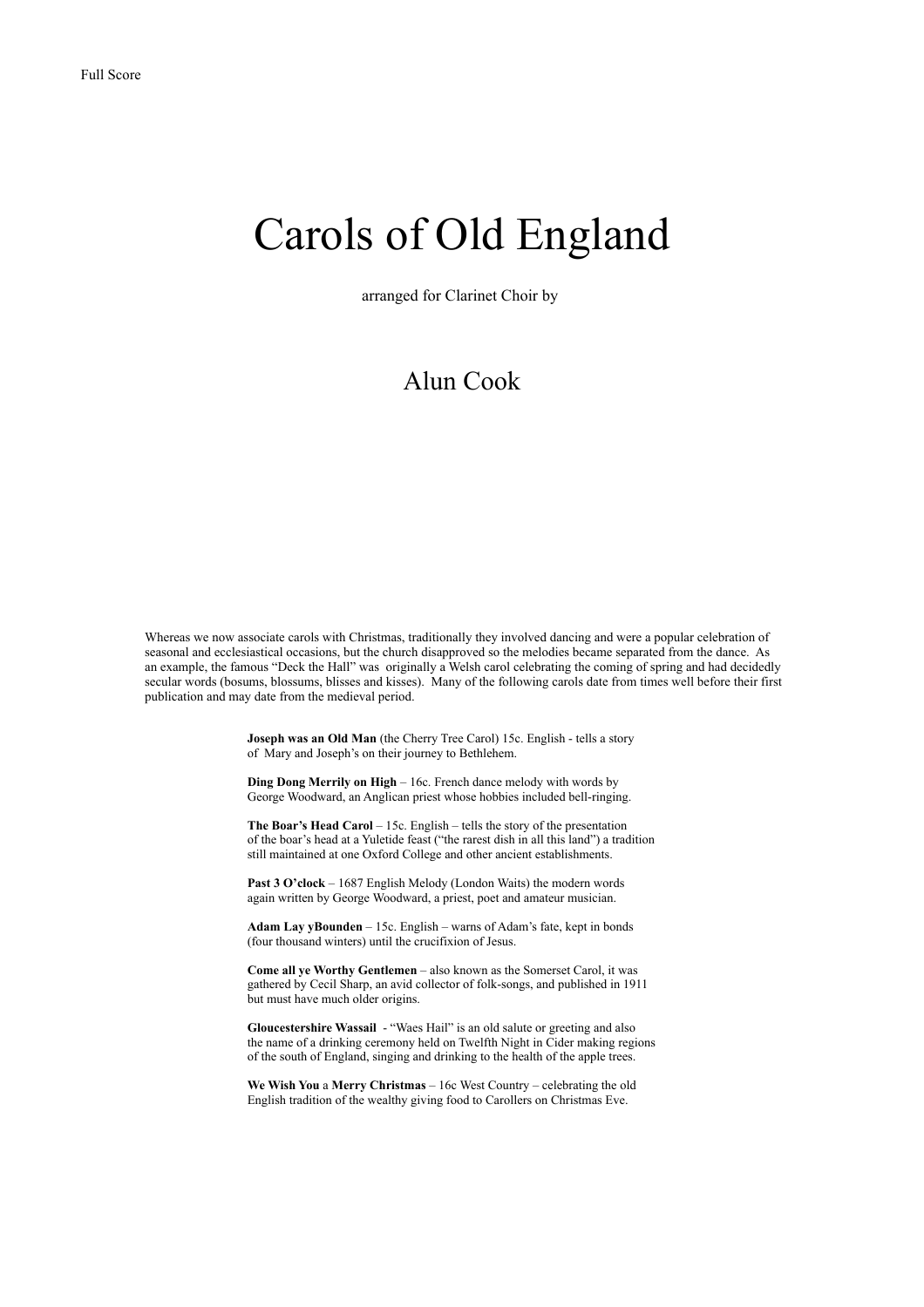Full Score

# Carols of Old England

arranged for Clarinet Choir by

## Alun Cook

Whereas we now associate carols with Christmas, traditionally they involved dancing and were a popular celebration of seasonal and ecclesiastical occasions, but the church disapproved so the melodies became separated from the dance. As an example, the famous "Deck the Hall" was originally a Welsh carol celebrating the coming of spring and had decidedly secular words (bosums, blossums, blisses and kisses). Many of the following carols date from times well before their first publication and may date from the medieval period.

**Joseph was an Old Man** (the Cherry Tree Carol) 15c. English - tells a story of Mary and Joseph's on their journey to Bethlehem.

**Ding Dong Merrily on High** – 16c. French dance melody with words by George Woodward, an Anglican priest whose hobbies included bell-ringing.

**The Boar's Head Carol** – 15c. English – tells the story of the presentation of the boar's head at a Yuletide feast ("the rarest dish in all this land") a tradition still maintained at one Oxford College and other ancient establishments.

**Past 3 O'clock** – 1687 English Melody (London Waits) the modern words again written by George Woodward, a priest, poet and amateur musician.

**Adam Lay yBounden** – 15c. English – warns of Adam's fate, kept in bonds (four thousand winters) until the crucifixion of Jesus.

**Come all ye Worthy Gentlemen** – also known as the Somerset Carol, it was gathered by Cecil Sharp, an avid collector of folk-songs, and published in 1911 but must have much older origins.

**Gloucestershire Wassail** - "Waes Hail" is an old salute or greeting and also the name of a drinking ceremony held on Twelfth Night in Cider making regions of the south of England, singing and drinking to the health of the apple trees.

**We Wish You** a **Merry Christmas** – 16c West Country – celebrating the old English tradition of the wealthy giving food to Carollers on Christmas Eve.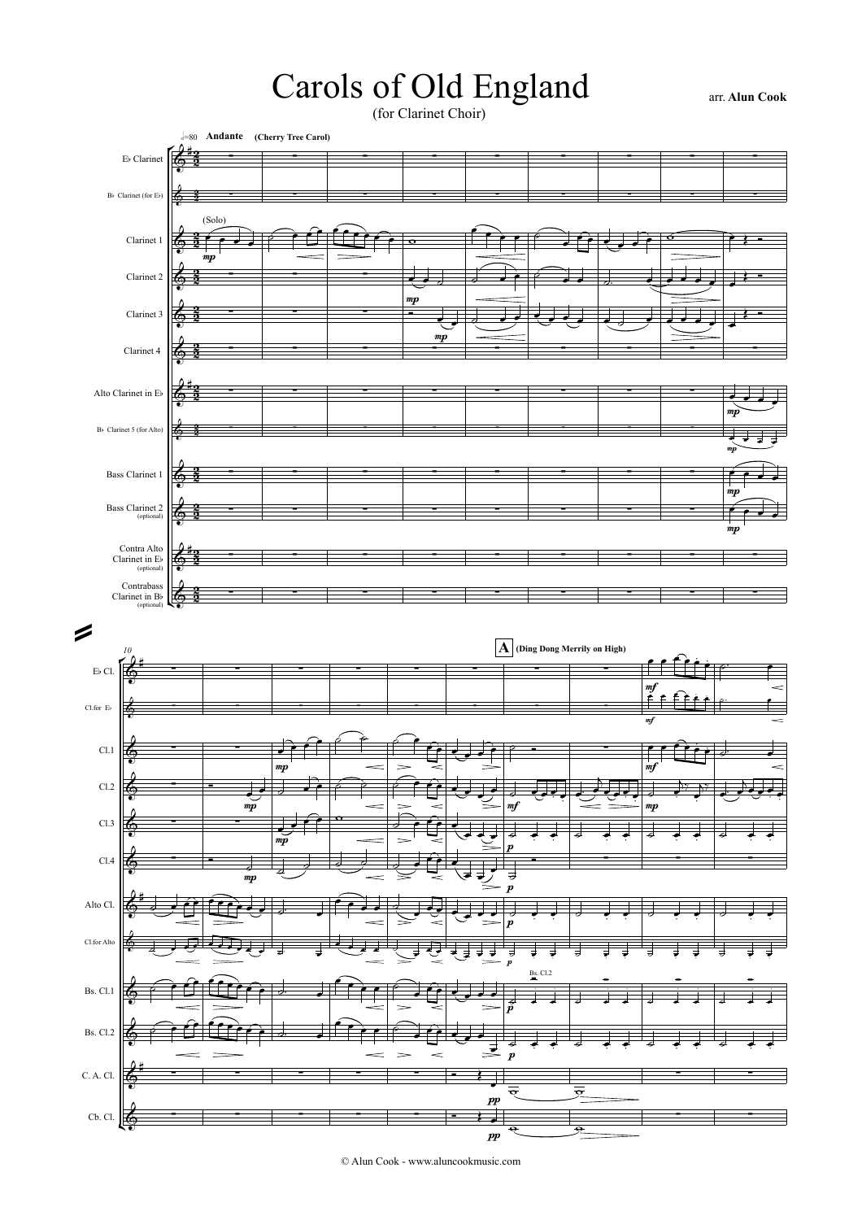# Carols of Old England

(for Clarinet Choir)

arr. **Alun Cook**

♩=80 **Andante** **(Cherry Tree Carol)**

E♭ Clarinet
B♭ Clarinet (for E♭)
Clarinet 1 (Solo)
Clarinet 2
Clarinet 3
Clarinet 4
Alto Clarinet in E♭
B♭ Clarinet 5 (for Alto)
Bass Clarinet 1
Bass Clarinet 2 (optional)
Contra Alto Clarinet in E♭ (optional)
Contrabass Clarinet in B♭ (optional)

**A** **(Ding Dong Merrily on High)**

E♭ Cl.
Cl.for E♭
Cl.1
Cl.2
Cl.3
Cl.4
Alto Cl.
Cl.for Alto
Bs. Cl.1
Bs. Cl.2
C. A. Cl.
Cb. Cl.

© Alun Cook - www.aluncookmusic.com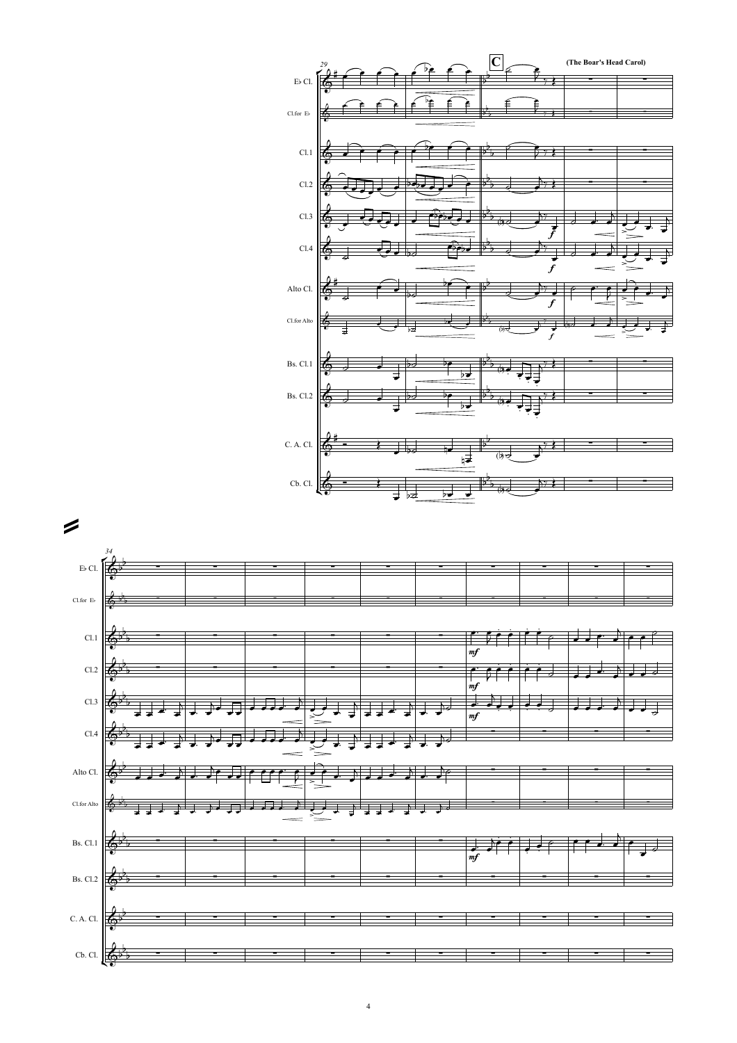C

(The Boar's Head Carol)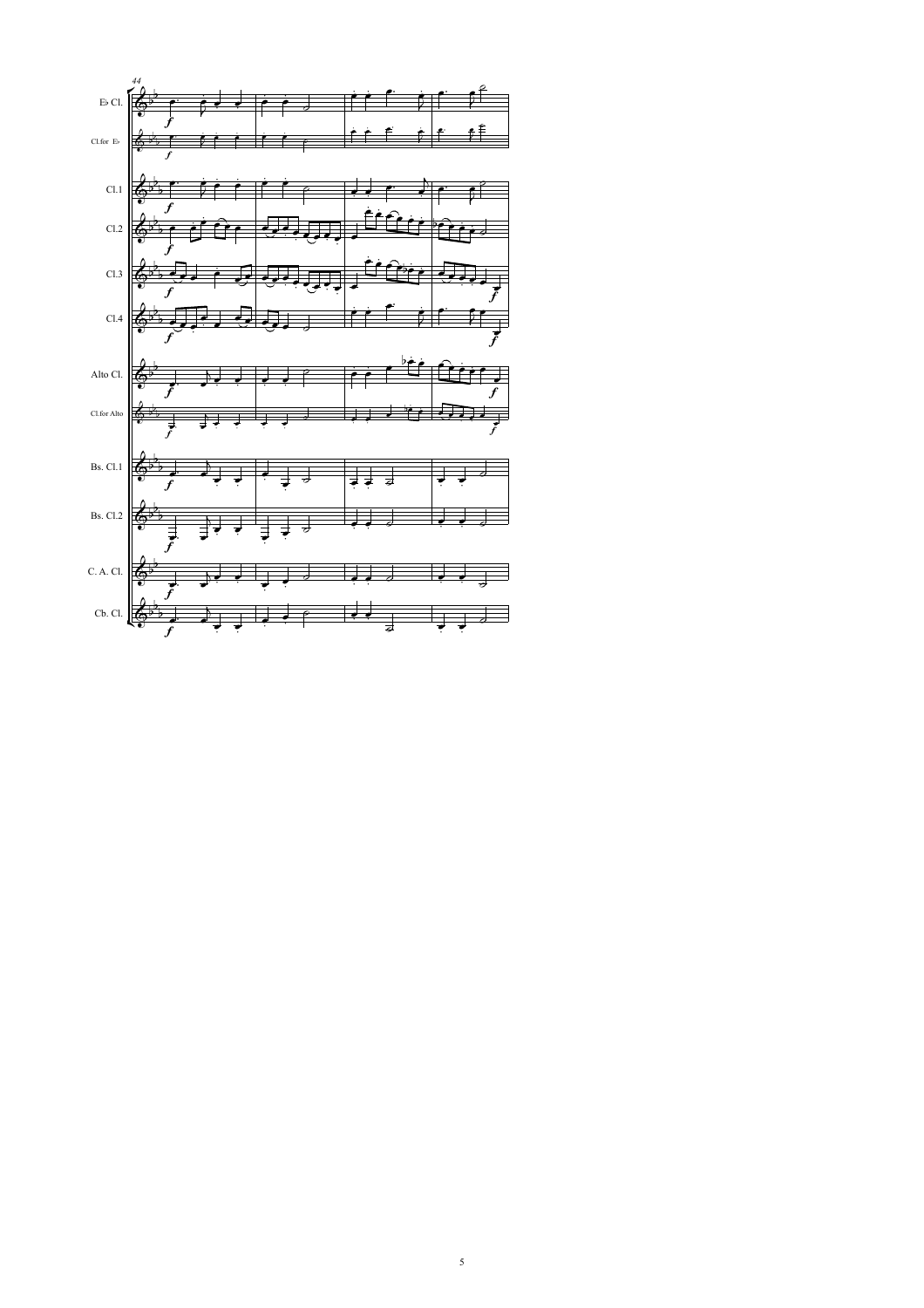44

E♭ Cl.

Cl.for E♭

Cl.1

Cl.2

Cl.3

Cl.4

Alto Cl.

Cl.for Alto

Bs. Cl.1

Bs. Cl.2

C. A. Cl.

Cb. Cl.